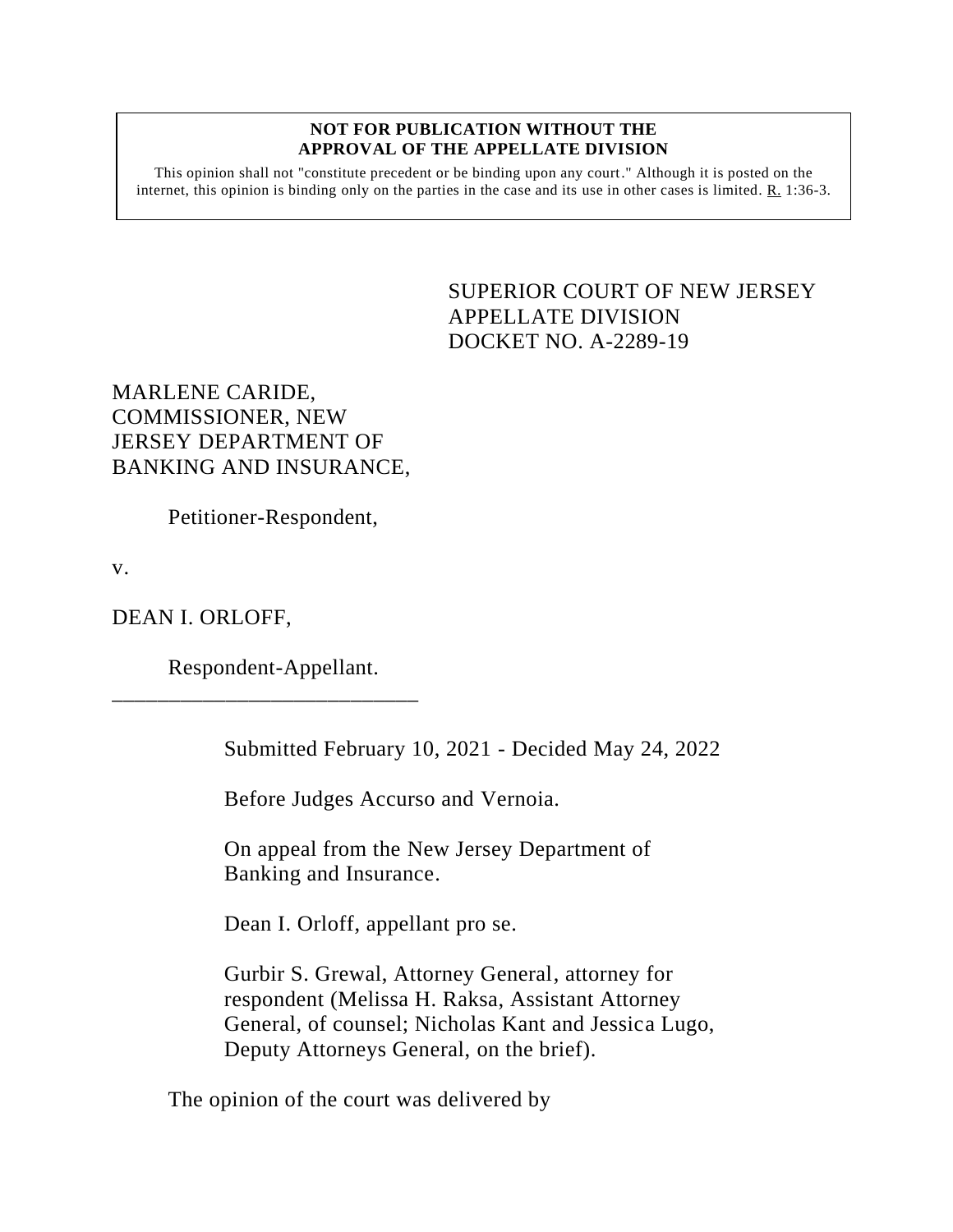**NOT FOR PUBLICATION WITHOUT THE APPROVAL OF THE APPELLATE DIVISION**

This opinion shall not "constitute precedent or be binding upon any court." Although it is posted on the internet, this opinion is binding only on the parties in the case and its use in other cases is limited. R. 1:36-3.

SUPERIOR COURT OF NEW JERSEY
APPELLATE DIVISION
DOCKET NO. A-2289-19

MARLENE CARIDE, COMMISSIONER, NEW JERSEY DEPARTMENT OF BANKING AND INSURANCE,

Petitioner-Respondent,

v.

DEAN I. ORLOFF,

Respondent-Appellant.

---

Submitted February 10, 2021 - Decided May 24, 2022

Before Judges Accurso and Vernoia.

On appeal from the New Jersey Department of Banking and Insurance.

Dean I. Orloff, appellant pro se.

Gurbir S. Grewal, Attorney General, attorney for respondent (Melissa H. Raksa, Assistant Attorney General, of counsel; Nicholas Kant and Jessica Lugo, Deputy Attorneys General, on the brief).

The opinion of the court was delivered by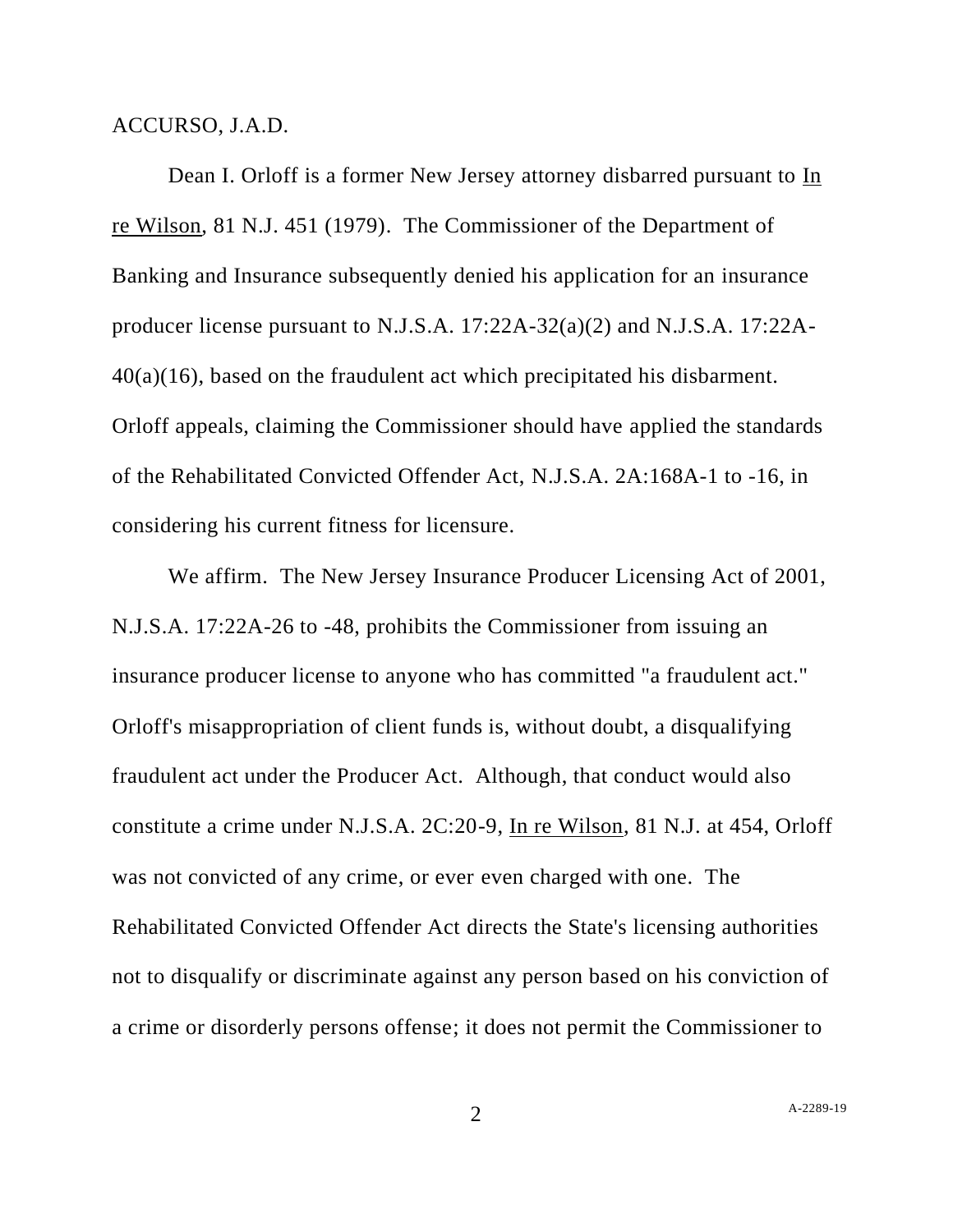ACCURSO, J.A.D.

Dean I. Orloff is a former New Jersey attorney disbarred pursuant to In re Wilson, 81 N.J. 451 (1979). The Commissioner of the Department of Banking and Insurance subsequently denied his application for an insurance producer license pursuant to N.J.S.A. 17:22A-32(a)(2) and N.J.S.A. 17:22A-40(a)(16), based on the fraudulent act which precipitated his disbarment. Orloff appeals, claiming the Commissioner should have applied the standards of the Rehabilitated Convicted Offender Act, N.J.S.A. 2A:168A-1 to -16, in considering his current fitness for licensure.

We affirm. The New Jersey Insurance Producer Licensing Act of 2001, N.J.S.A. 17:22A-26 to -48, prohibits the Commissioner from issuing an insurance producer license to anyone who has committed "a fraudulent act." Orloff's misappropriation of client funds is, without doubt, a disqualifying fraudulent act under the Producer Act. Although, that conduct would also constitute a crime under N.J.S.A. 2C:20-9, In re Wilson, 81 N.J. at 454, Orloff was not convicted of any crime, or ever even charged with one. The Rehabilitated Convicted Offender Act directs the State's licensing authorities not to disqualify or discriminate against any person based on his conviction of a crime or disorderly persons offense; it does not permit the Commissioner to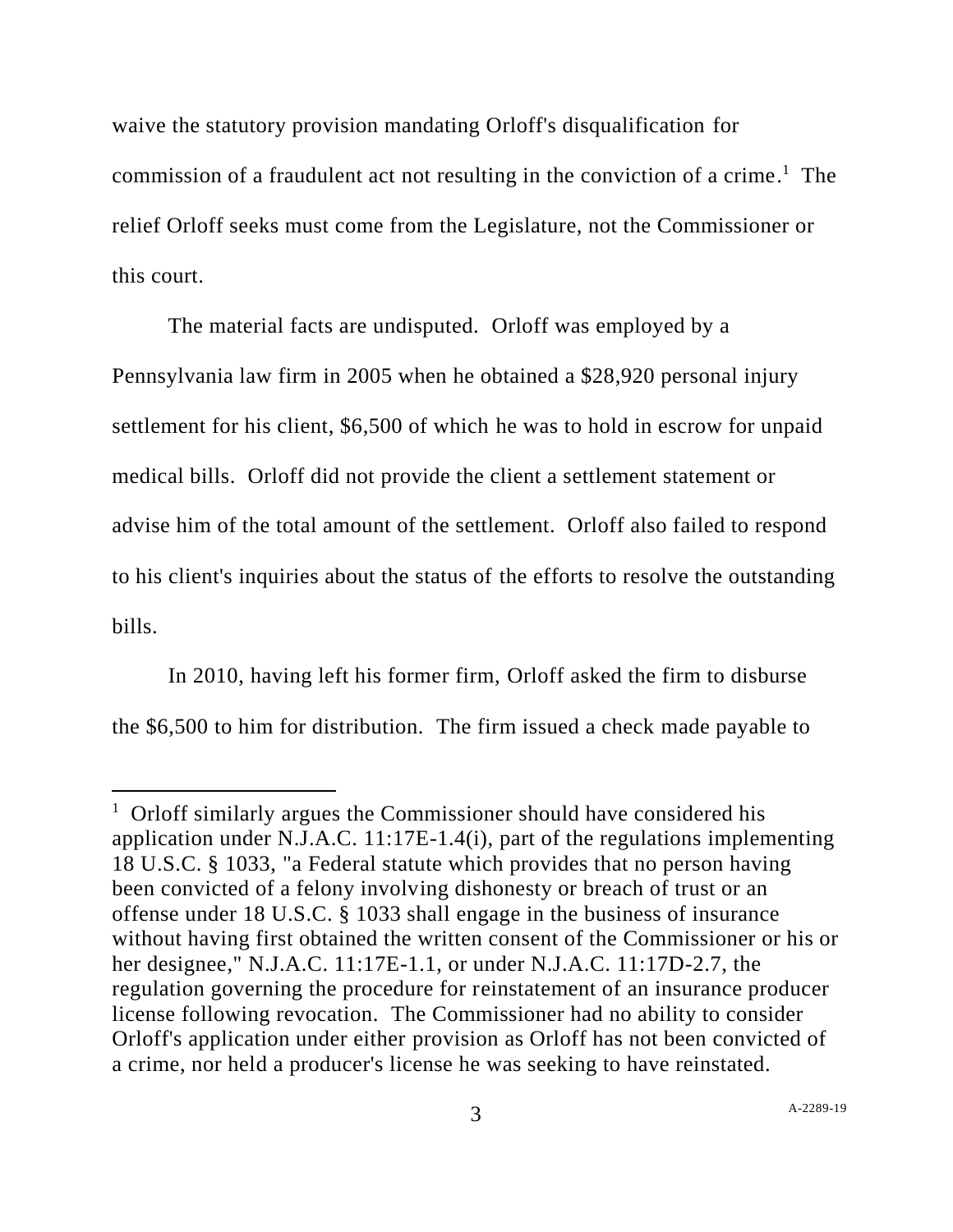waive the statutory provision mandating Orloff's disqualification for commission of a fraudulent act not resulting in the conviction of a crime.[1] The relief Orloff seeks must come from the Legislature, not the Commissioner or this court.

The material facts are undisputed. Orloff was employed by a Pennsylvania law firm in 2005 when he obtained a $28,920 personal injury settlement for his client, $6,500 of which he was to hold in escrow for unpaid medical bills. Orloff did not provide the client a settlement statement or advise him of the total amount of the settlement. Orloff also failed to respond to his client's inquiries about the status of the efforts to resolve the outstanding bills.

In 2010, having left his former firm, Orloff asked the firm to disburse the $6,500 to him for distribution. The firm issued a check made payable to

---

[1] Orloff similarly argues the Commissioner should have considered his application under N.J.A.C. 11:17E-1.4(i), part of the regulations implementing 18 U.S.C. § 1033, "a Federal statute which provides that no person having been convicted of a felony involving dishonesty or breach of trust or an offense under 18 U.S.C. § 1033 shall engage in the business of insurance without having first obtained the written consent of the Commissioner or his or her designee," N.J.A.C. 11:17E-1.1, or under N.J.A.C. 11:17D-2.7, the regulation governing the procedure for reinstatement of an insurance producer license following revocation. The Commissioner had no ability to consider Orloff's application under either provision as Orloff has not been convicted of a crime, nor held a producer's license he was seeking to have reinstated.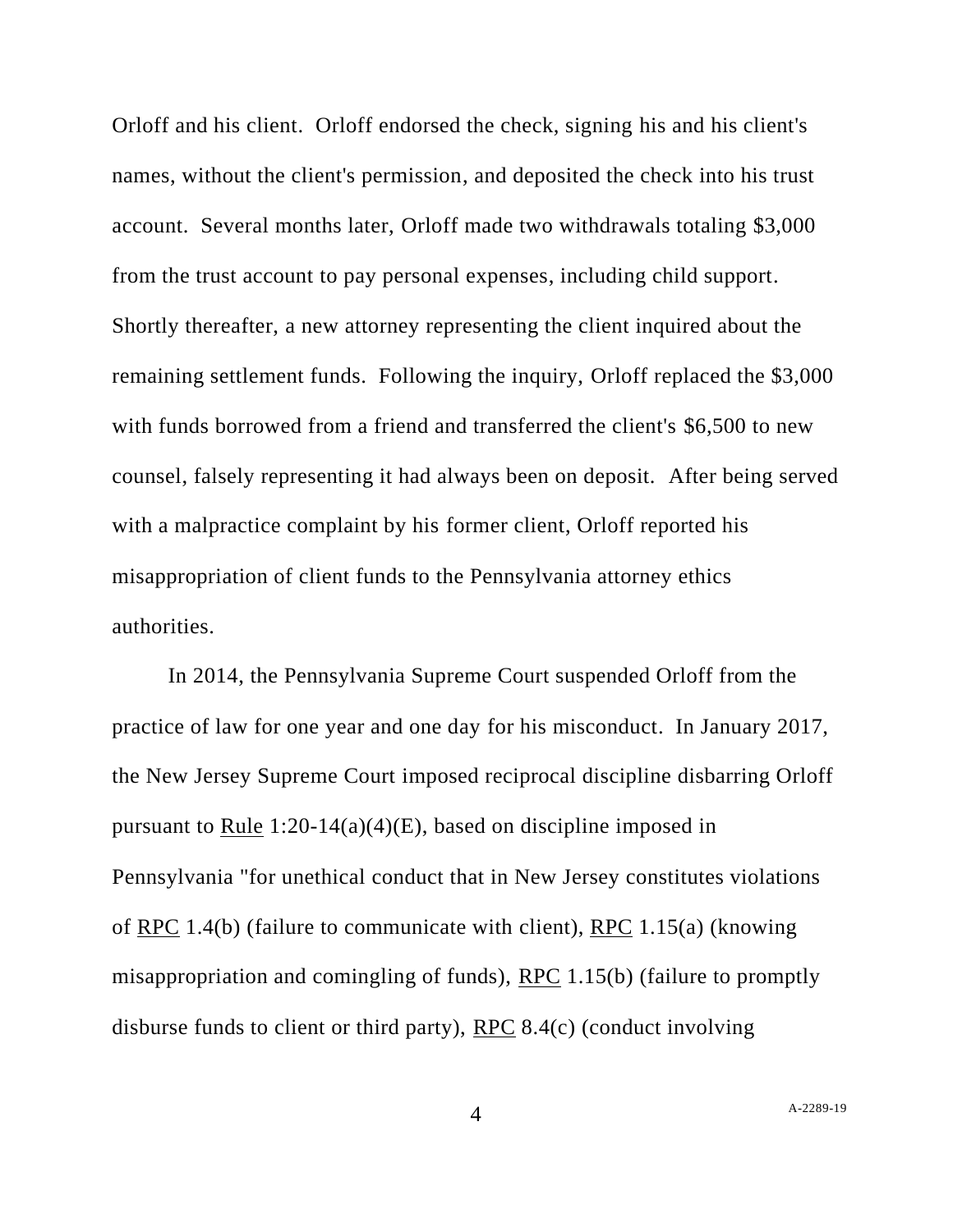Orloff and his client. Orloff endorsed the check, signing his and his client's names, without the client's permission, and deposited the check into his trust account. Several months later, Orloff made two withdrawals totaling $3,000 from the trust account to pay personal expenses, including child support. Shortly thereafter, a new attorney representing the client inquired about the remaining settlement funds. Following the inquiry, Orloff replaced the $3,000 with funds borrowed from a friend and transferred the client's $6,500 to new counsel, falsely representing it had always been on deposit. After being served with a malpractice complaint by his former client, Orloff reported his misappropriation of client funds to the Pennsylvania attorney ethics authorities.

In 2014, the Pennsylvania Supreme Court suspended Orloff from the practice of law for one year and one day for his misconduct. In January 2017, the New Jersey Supreme Court imposed reciprocal discipline disbarring Orloff pursuant to Rule 1:20-14(a)(4)(E), based on discipline imposed in Pennsylvania "for unethical conduct that in New Jersey constitutes violations of RPC 1.4(b) (failure to communicate with client), RPC 1.15(a) (knowing misappropriation and comingling of funds), RPC 1.15(b) (failure to promptly disburse funds to client or third party), RPC 8.4(c) (conduct involving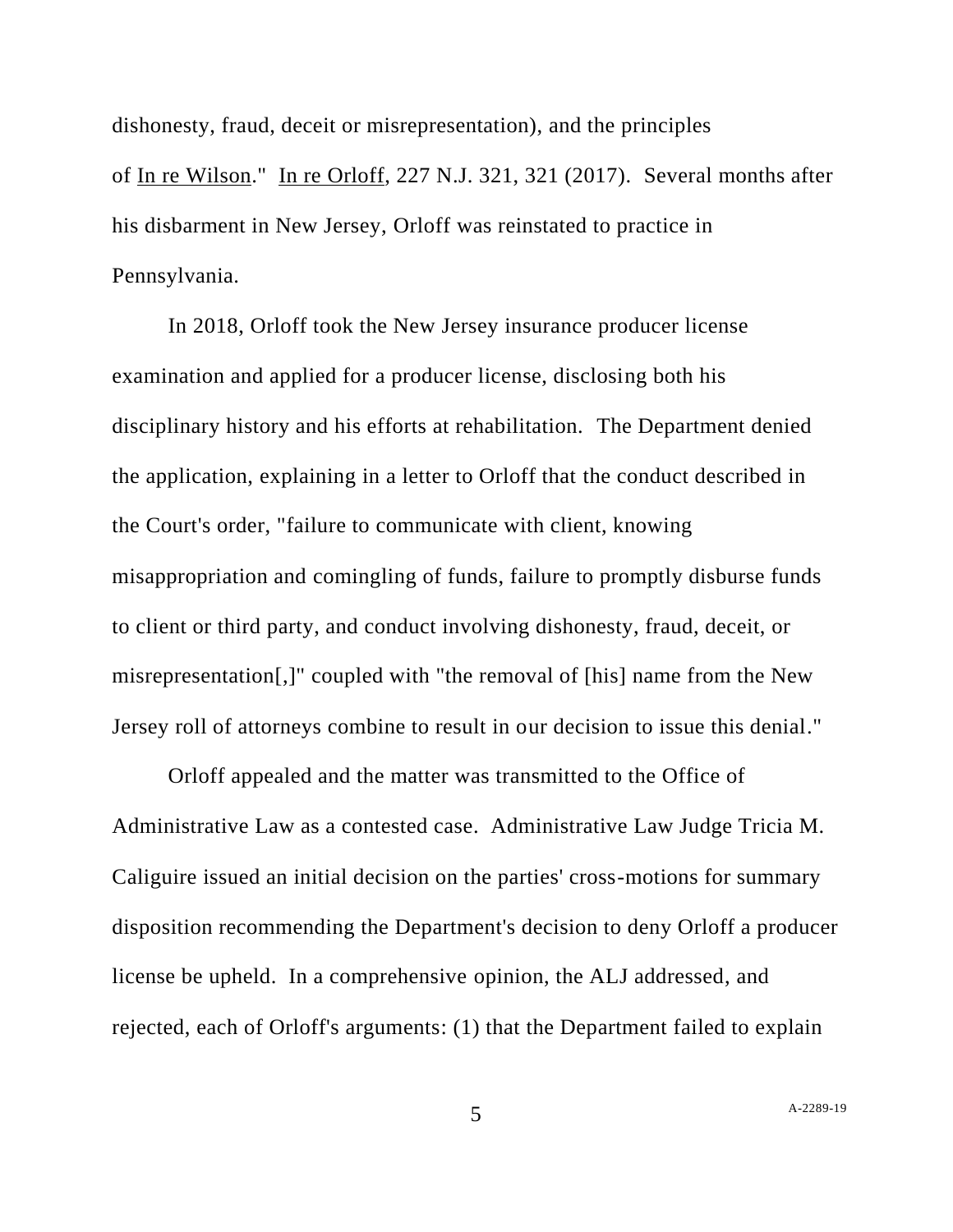dishonesty, fraud, deceit or misrepresentation), and the principles of In re Wilson." In re Orloff, 227 N.J. 321, 321 (2017). Several months after his disbarment in New Jersey, Orloff was reinstated to practice in Pennsylvania.

In 2018, Orloff took the New Jersey insurance producer license examination and applied for a producer license, disclosing both his disciplinary history and his efforts at rehabilitation. The Department denied the application, explaining in a letter to Orloff that the conduct described in the Court's order, "failure to communicate with client, knowing misappropriation and comingling of funds, failure to promptly disburse funds to client or third party, and conduct involving dishonesty, fraud, deceit, or misrepresentation[,]" coupled with "the removal of [his] name from the New Jersey roll of attorneys combine to result in our decision to issue this denial."

Orloff appealed and the matter was transmitted to the Office of Administrative Law as a contested case. Administrative Law Judge Tricia M. Caliguire issued an initial decision on the parties' cross-motions for summary disposition recommending the Department's decision to deny Orloff a producer license be upheld. In a comprehensive opinion, the ALJ addressed, and rejected, each of Orloff's arguments: (1) that the Department failed to explain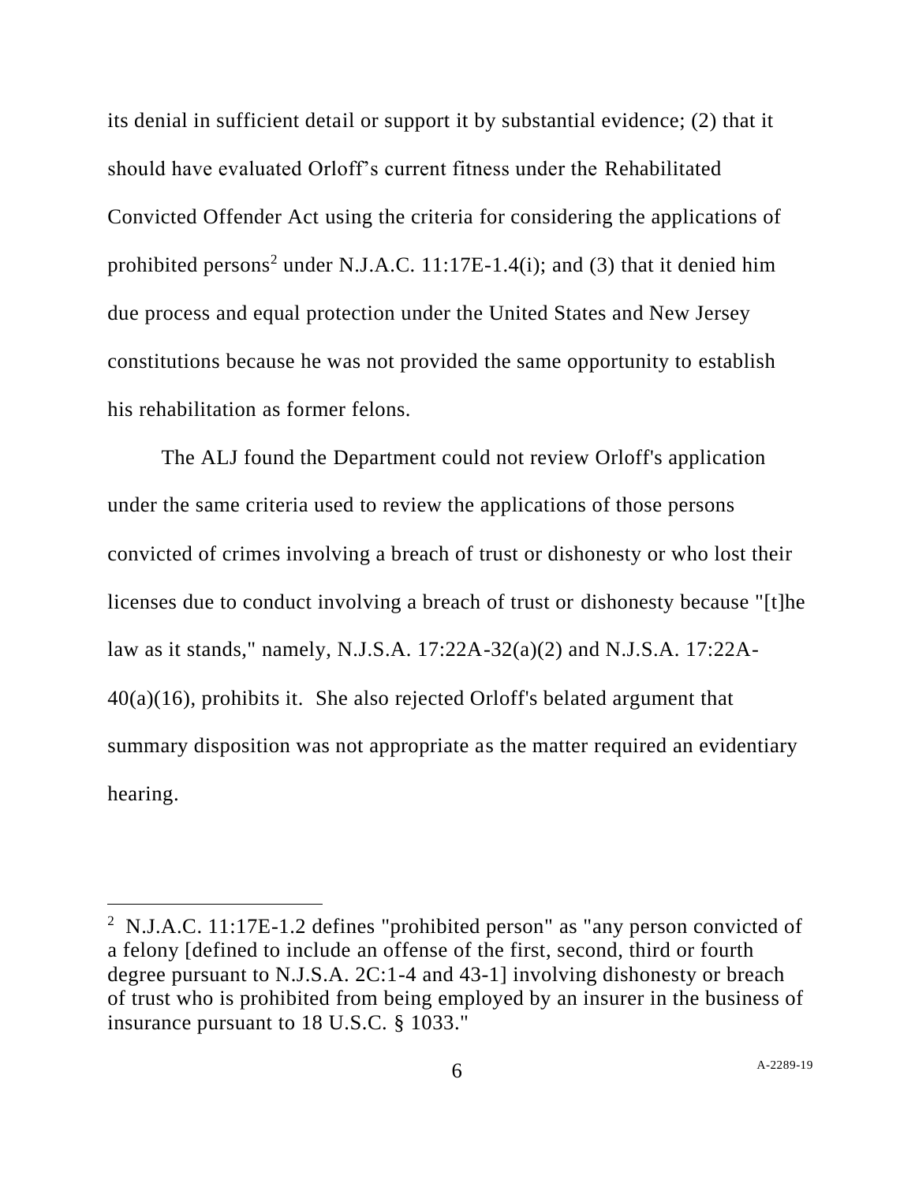its denial in sufficient detail or support it by substantial evidence; (2) that it should have evaluated Orloff's current fitness under the Rehabilitated Convicted Offender Act using the criteria for considering the applications of prohibited persons[2] under N.J.A.C. 11:17E-1.4(i); and (3) that it denied him due process and equal protection under the United States and New Jersey constitutions because he was not provided the same opportunity to establish his rehabilitation as former felons.

The ALJ found the Department could not review Orloff's application under the same criteria used to review the applications of those persons convicted of crimes involving a breach of trust or dishonesty or who lost their licenses due to conduct involving a breach of trust or dishonesty because "[t]he law as it stands," namely, N.J.S.A. 17:22A-32(a)(2) and N.J.S.A. 17:22A-40(a)(16), prohibits it. She also rejected Orloff's belated argument that summary disposition was not appropriate as the matter required an evidentiary hearing.

---

[2] N.J.A.C. 11:17E-1.2 defines "prohibited person" as "any person convicted of a felony [defined to include an offense of the first, second, third or fourth degree pursuant to N.J.S.A. 2C:1-4 and 43-1] involving dishonesty or breach of trust who is prohibited from being employed by an insurer in the business of insurance pursuant to 18 U.S.C. § 1033."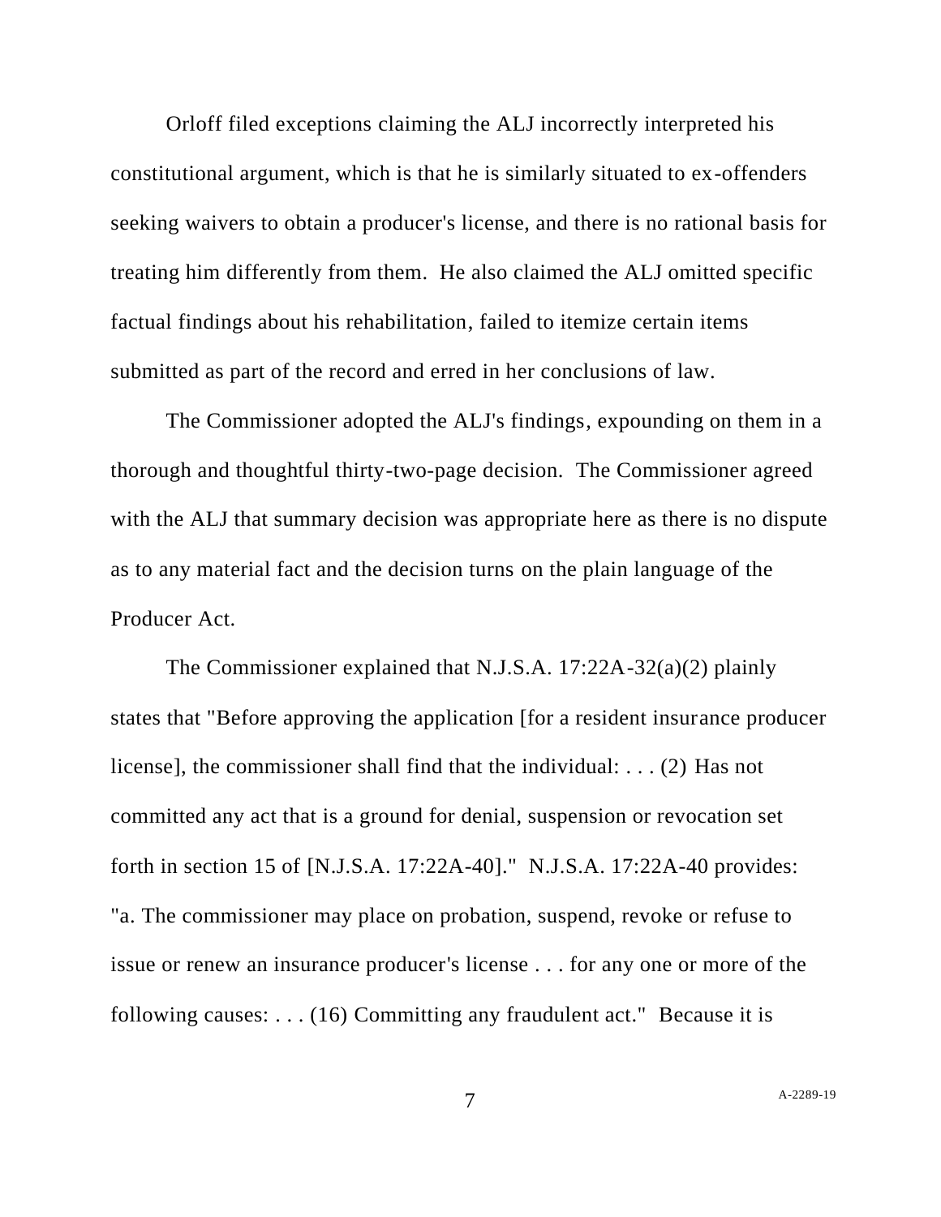Orloff filed exceptions claiming the ALJ incorrectly interpreted his constitutional argument, which is that he is similarly situated to ex-offenders seeking waivers to obtain a producer's license, and there is no rational basis for treating him differently from them. He also claimed the ALJ omitted specific factual findings about his rehabilitation, failed to itemize certain items submitted as part of the record and erred in her conclusions of law.

The Commissioner adopted the ALJ's findings, expounding on them in a thorough and thoughtful thirty-two-page decision. The Commissioner agreed with the ALJ that summary decision was appropriate here as there is no dispute as to any material fact and the decision turns on the plain language of the Producer Act.

The Commissioner explained that N.J.S.A. 17:22A-32(a)(2) plainly states that "Before approving the application [for a resident insurance producer license], the commissioner shall find that the individual: . . . (2) Has not committed any act that is a ground for denial, suspension or revocation set forth in section 15 of [N.J.S.A. 17:22A-40]." N.J.S.A. 17:22A-40 provides: "a. The commissioner may place on probation, suspend, revoke or refuse to issue or renew an insurance producer's license . . . for any one or more of the following causes: . . . (16) Committing any fraudulent act." Because it is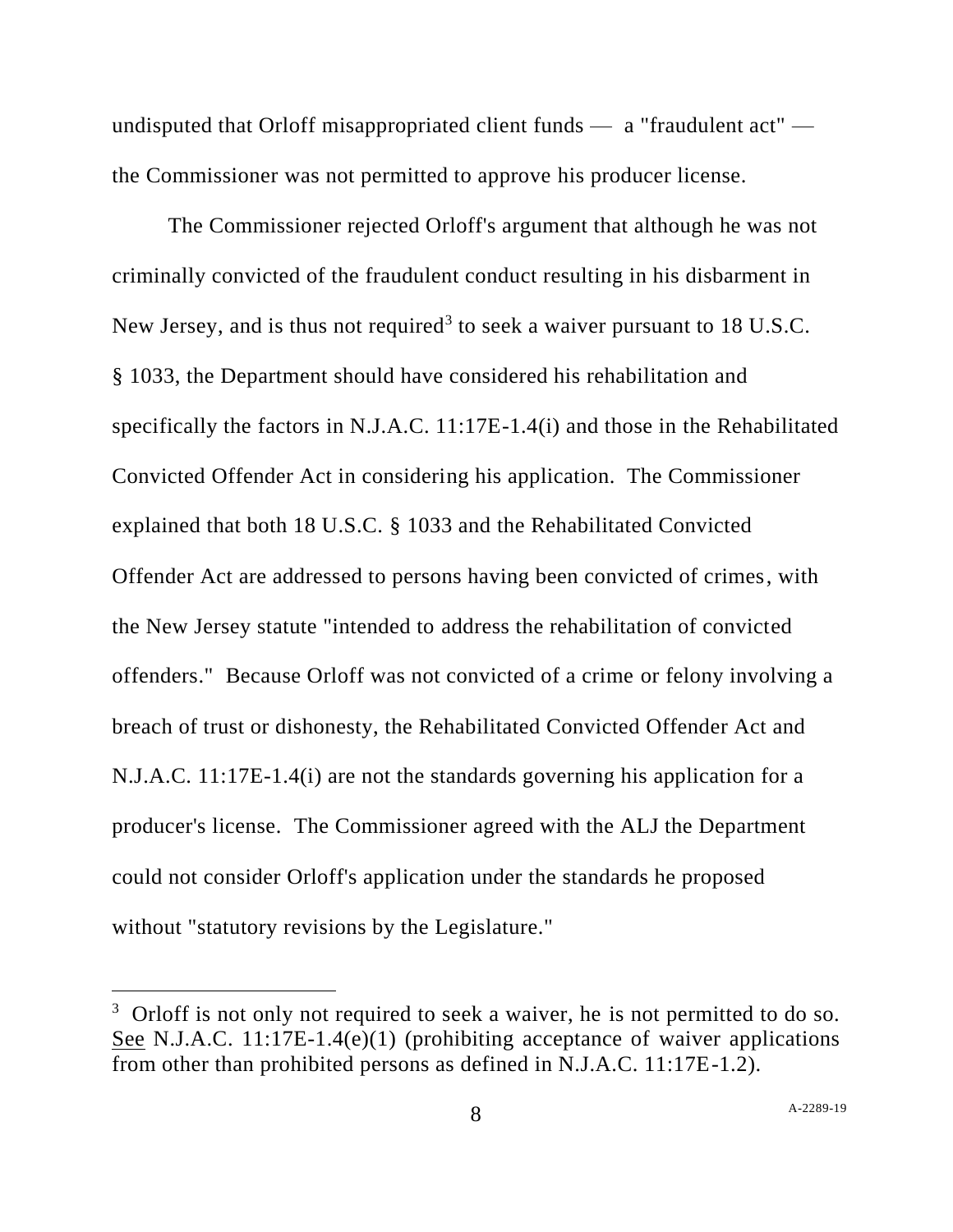undisputed that Orloff misappropriated client funds — a "fraudulent act" — the Commissioner was not permitted to approve his producer license.

The Commissioner rejected Orloff's argument that although he was not criminally convicted of the fraudulent conduct resulting in his disbarment in New Jersey, and is thus not required[3] to seek a waiver pursuant to 18 U.S.C. § 1033, the Department should have considered his rehabilitation and specifically the factors in N.J.A.C. 11:17E-1.4(i) and those in the Rehabilitated Convicted Offender Act in considering his application. The Commissioner explained that both 18 U.S.C. § 1033 and the Rehabilitated Convicted Offender Act are addressed to persons having been convicted of crimes, with the New Jersey statute "intended to address the rehabilitation of convicted offenders." Because Orloff was not convicted of a crime or felony involving a breach of trust or dishonesty, the Rehabilitated Convicted Offender Act and N.J.A.C. 11:17E-1.4(i) are not the standards governing his application for a producer's license. The Commissioner agreed with the ALJ the Department could not consider Orloff's application under the standards he proposed without "statutory revisions by the Legislature."

---

[3] Orloff is not only not required to seek a waiver, he is not permitted to do so. See N.J.A.C. 11:17E-1.4(e)(1) (prohibiting acceptance of waiver applications from other than prohibited persons as defined in N.J.A.C. 11:17E-1.2).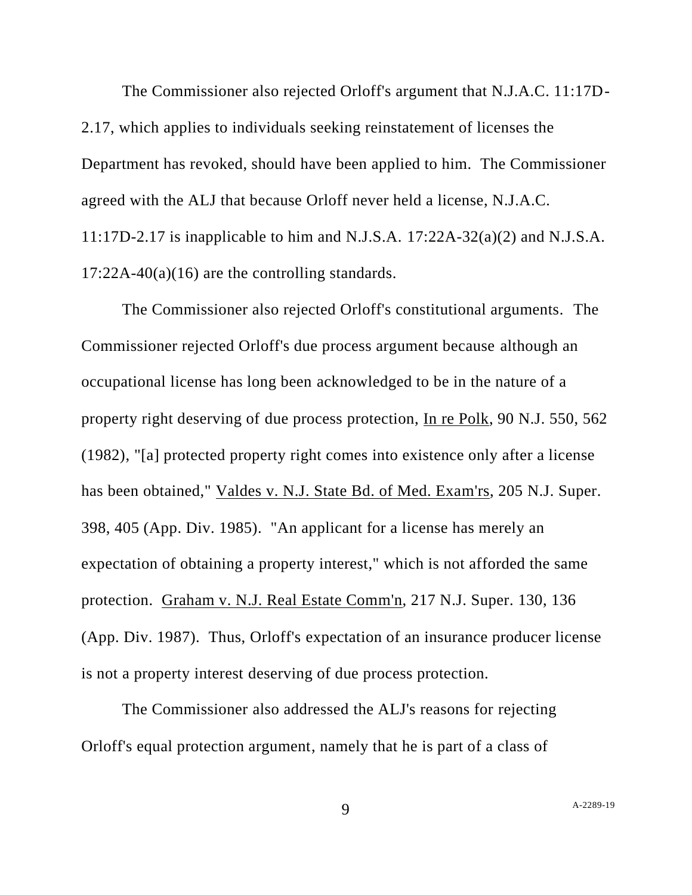The Commissioner also rejected Orloff's argument that N.J.A.C. 11:17D-2.17, which applies to individuals seeking reinstatement of licenses the Department has revoked, should have been applied to him. The Commissioner agreed with the ALJ that because Orloff never held a license, N.J.A.C. 11:17D-2.17 is inapplicable to him and N.J.S.A. 17:22A-32(a)(2) and N.J.S.A. 17:22A-40(a)(16) are the controlling standards.

The Commissioner also rejected Orloff's constitutional arguments. The Commissioner rejected Orloff's due process argument because although an occupational license has long been acknowledged to be in the nature of a property right deserving of due process protection, In re Polk, 90 N.J. 550, 562 (1982), "[a] protected property right comes into existence only after a license has been obtained," Valdes v. N.J. State Bd. of Med. Exam'rs, 205 N.J. Super. 398, 405 (App. Div. 1985). "An applicant for a license has merely an expectation of obtaining a property interest," which is not afforded the same protection. Graham v. N.J. Real Estate Comm'n, 217 N.J. Super. 130, 136 (App. Div. 1987). Thus, Orloff's expectation of an insurance producer license is not a property interest deserving of due process protection.

The Commissioner also addressed the ALJ's reasons for rejecting Orloff's equal protection argument, namely that he is part of a class of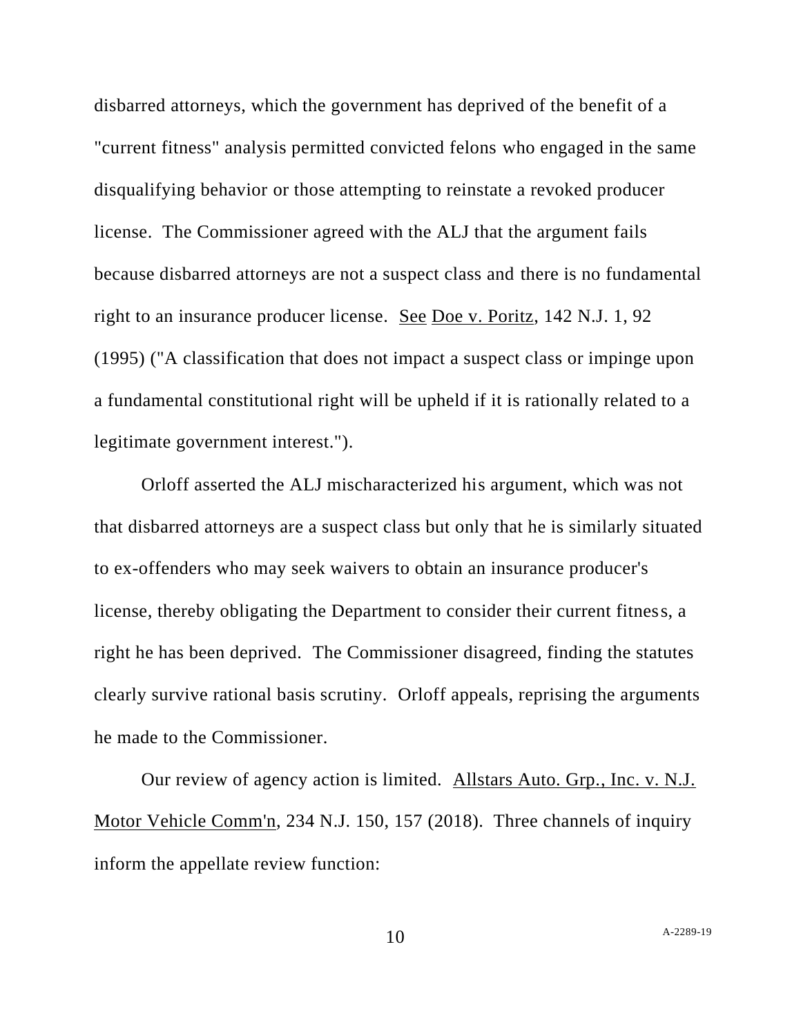disbarred attorneys, which the government has deprived of the benefit of a "current fitness" analysis permitted convicted felons who engaged in the same disqualifying behavior or those attempting to reinstate a revoked producer license. The Commissioner agreed with the ALJ that the argument fails because disbarred attorneys are not a suspect class and there is no fundamental right to an insurance producer license. See Doe v. Poritz, 142 N.J. 1, 92 (1995) ("A classification that does not impact a suspect class or impinge upon a fundamental constitutional right will be upheld if it is rationally related to a legitimate government interest.").

Orloff asserted the ALJ mischaracterized his argument, which was not that disbarred attorneys are a suspect class but only that he is similarly situated to ex-offenders who may seek waivers to obtain an insurance producer's license, thereby obligating the Department to consider their current fitness, a right he has been deprived. The Commissioner disagreed, finding the statutes clearly survive rational basis scrutiny. Orloff appeals, reprising the arguments he made to the Commissioner.

Our review of agency action is limited. Allstars Auto. Grp., Inc. v. N.J. Motor Vehicle Comm'n, 234 N.J. 150, 157 (2018). Three channels of inquiry inform the appellate review function: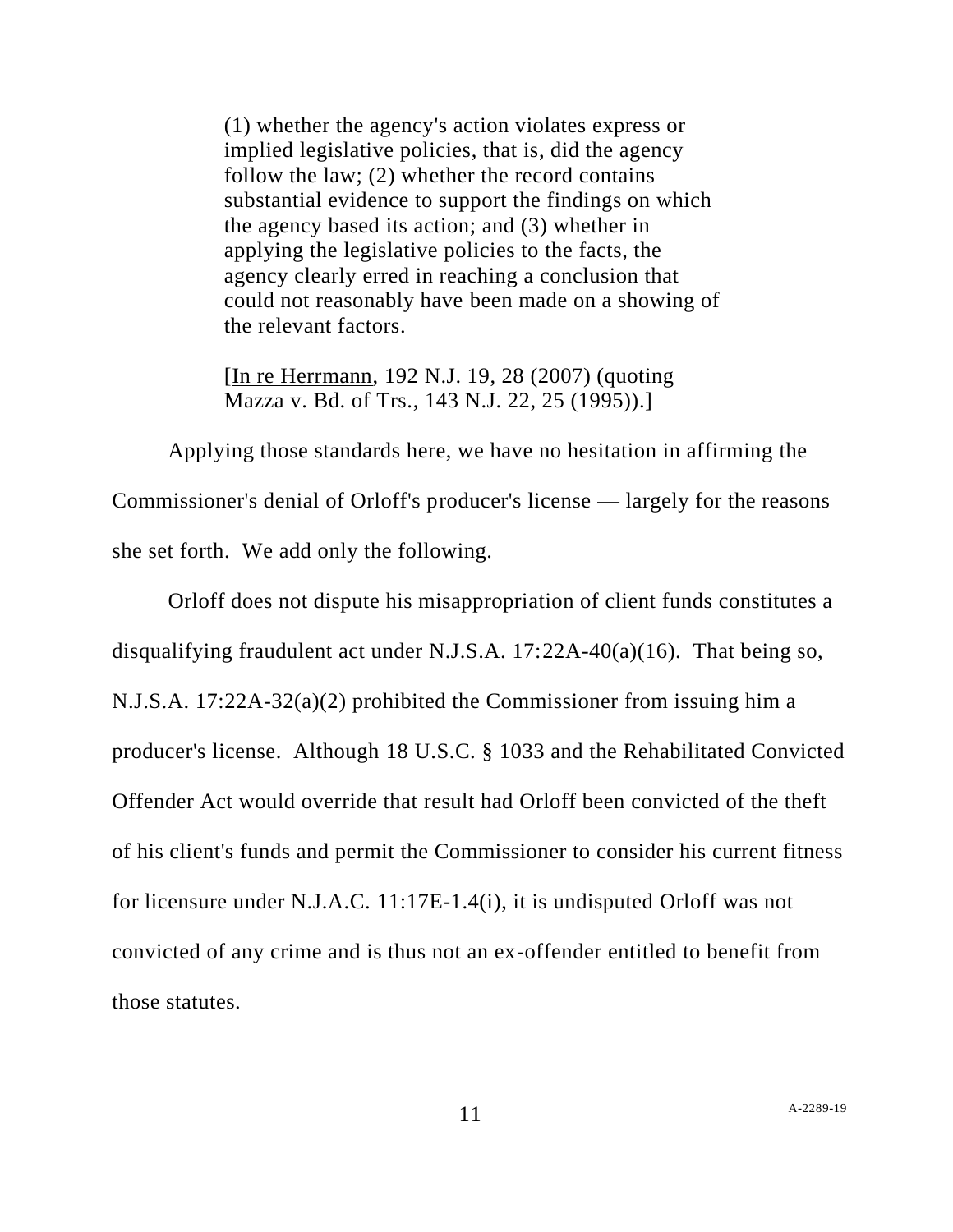> (1) whether the agency's action violates express or implied legislative policies, that is, did the agency follow the law; (2) whether the record contains substantial evidence to support the findings on which the agency based its action; and (3) whether in applying the legislative policies to the facts, the agency clearly erred in reaching a conclusion that could not reasonably have been made on a showing of the relevant factors.
>
> [In re Herrmann, 192 N.J. 19, 28 (2007) (quoting Mazza v. Bd. of Trs., 143 N.J. 22, 25 (1995)).]

Applying those standards here, we have no hesitation in affirming the Commissioner's denial of Orloff's producer's license — largely for the reasons she set forth. We add only the following.

Orloff does not dispute his misappropriation of client funds constitutes a disqualifying fraudulent act under N.J.S.A. 17:22A-40(a)(16). That being so, N.J.S.A. 17:22A-32(a)(2) prohibited the Commissioner from issuing him a producer's license. Although 18 U.S.C. § 1033 and the Rehabilitated Convicted Offender Act would override that result had Orloff been convicted of the theft of his client's funds and permit the Commissioner to consider his current fitness for licensure under N.J.A.C. 11:17E-1.4(i), it is undisputed Orloff was not convicted of any crime and is thus not an ex-offender entitled to benefit from those statutes.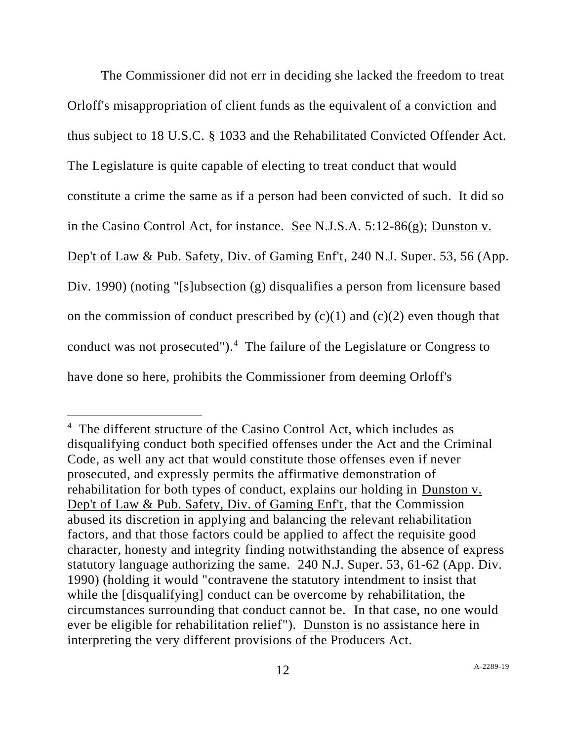The Commissioner did not err in deciding she lacked the freedom to treat Orloff's misappropriation of client funds as the equivalent of a conviction and thus subject to 18 U.S.C. § 1033 and the Rehabilitated Convicted Offender Act. The Legislature is quite capable of electing to treat conduct that would constitute a crime the same as if a person had been convicted of such. It did so in the Casino Control Act, for instance. See N.J.S.A. 5:12-86(g); Dunston v. Dep't of Law & Pub. Safety, Div. of Gaming Enf't, 240 N.J. Super. 53, 56 (App. Div. 1990) (noting "[s]ubsection (g) disqualifies a person from licensure based on the commission of conduct prescribed by (c)(1) and (c)(2) even though that conduct was not prosecuted").[4] The failure of the Legislature or Congress to have done so here, prohibits the Commissioner from deeming Orloff's

---

[4] The different structure of the Casino Control Act, which includes as disqualifying conduct both specified offenses under the Act and the Criminal Code, as well any act that would constitute those offenses even if never prosecuted, and expressly permits the affirmative demonstration of rehabilitation for both types of conduct, explains our holding in Dunston v. Dep't of Law & Pub. Safety, Div. of Gaming Enf't, that the Commission abused its discretion in applying and balancing the relevant rehabilitation factors, and that those factors could be applied to affect the requisite good character, honesty and integrity finding notwithstanding the absence of express statutory language authorizing the same. 240 N.J. Super. 53, 61-62 (App. Div. 1990) (holding it would "contravene the statutory intendment to insist that while the [disqualifying] conduct can be overcome by rehabilitation, the circumstances surrounding that conduct cannot be. In that case, no one would ever be eligible for rehabilitation relief"). Dunston is no assistance here in interpreting the very different provisions of the Producers Act.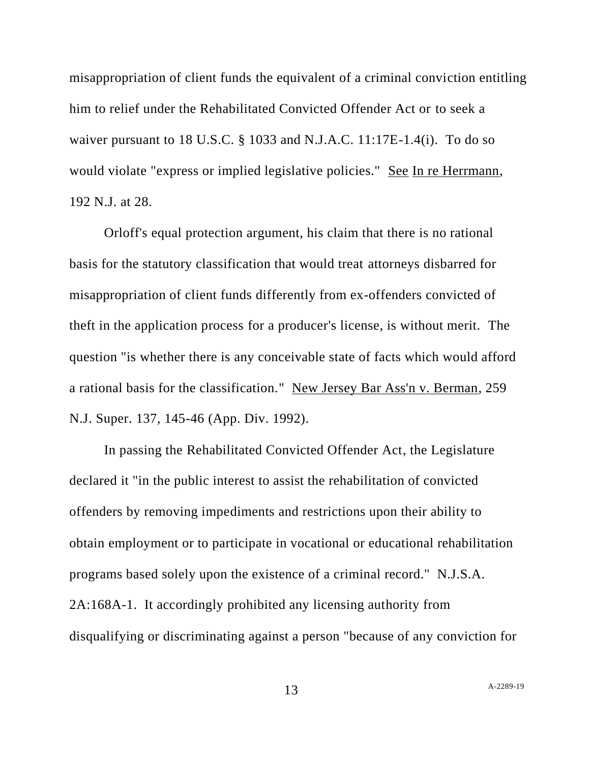misappropriation of client funds the equivalent of a criminal conviction entitling him to relief under the Rehabilitated Convicted Offender Act or to seek a waiver pursuant to 18 U.S.C. § 1033 and N.J.A.C. 11:17E-1.4(i). To do so would violate "express or implied legislative policies." See In re Herrmann, 192 N.J. at 28.

Orloff's equal protection argument, his claim that there is no rational basis for the statutory classification that would treat attorneys disbarred for misappropriation of client funds differently from ex-offenders convicted of theft in the application process for a producer's license, is without merit. The question "is whether there is any conceivable state of facts which would afford a rational basis for the classification." New Jersey Bar Ass'n v. Berman, 259 N.J. Super. 137, 145-46 (App. Div. 1992).

In passing the Rehabilitated Convicted Offender Act, the Legislature declared it "in the public interest to assist the rehabilitation of convicted offenders by removing impediments and restrictions upon their ability to obtain employment or to participate in vocational or educational rehabilitation programs based solely upon the existence of a criminal record." N.J.S.A. 2A:168A-1. It accordingly prohibited any licensing authority from disqualifying or discriminating against a person "because of any conviction for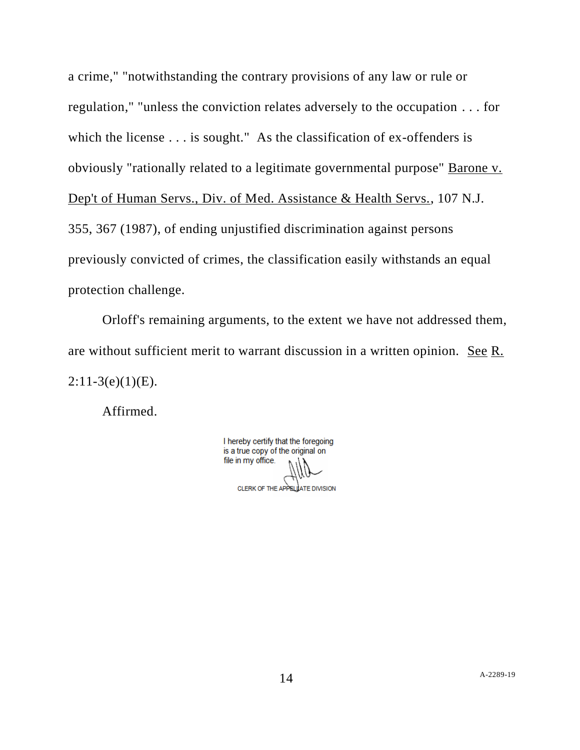a crime," "notwithstanding the contrary provisions of any law or rule or regulation," "unless the conviction relates adversely to the occupation . . . for which the license . . . is sought." As the classification of ex-offenders is obviously "rationally related to a legitimate governmental purpose" Barone v. Dep't of Human Servs., Div. of Med. Assistance & Health Servs., 107 N.J. 355, 367 (1987), of ending unjustified discrimination against persons previously convicted of crimes, the classification easily withstands an equal protection challenge.

Orloff's remaining arguments, to the extent we have not addressed them, are without sufficient merit to warrant discussion in a written opinion. See R. 2:11-3(e)(1)(E).

Affirmed.

I hereby certify that the foregoing is a true copy of the original on file in my office.

CLERK OF THE APPELLATE DIVISION